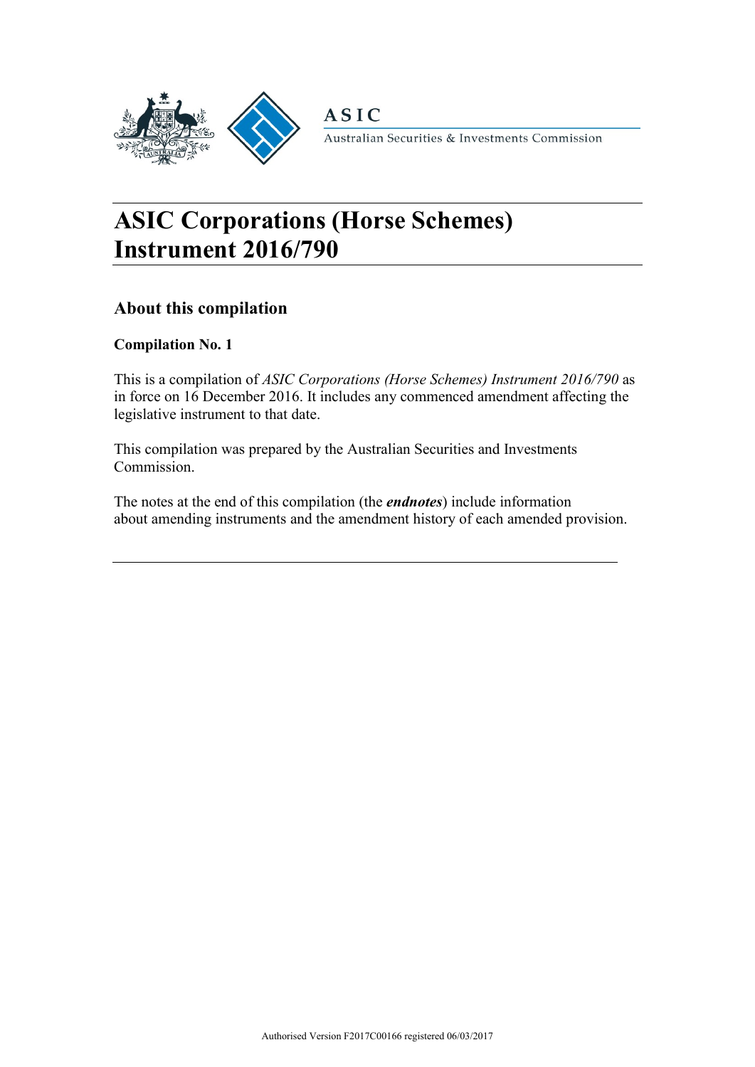ASIC

Australian Securities & Investments Commission

# ASIC Corporations (Horse Schemes) Instrument 2016/790

## About this compilation

**Compilation No. 1**

This is a compilation of *ASIC Corporations (Horse Schemes) Instrument 2016/790* as in force on 16 December 2016. It includes any commenced amendment affecting the legislative instrument to that date.

This compilation was prepared by the Australian Securities and Investments Commission.

The notes at the end of this compilation (the ***endnotes***) include information about amending instruments and the amendment history of each amended provision.

Authorised Version F2017C00166 registered 06/03/2017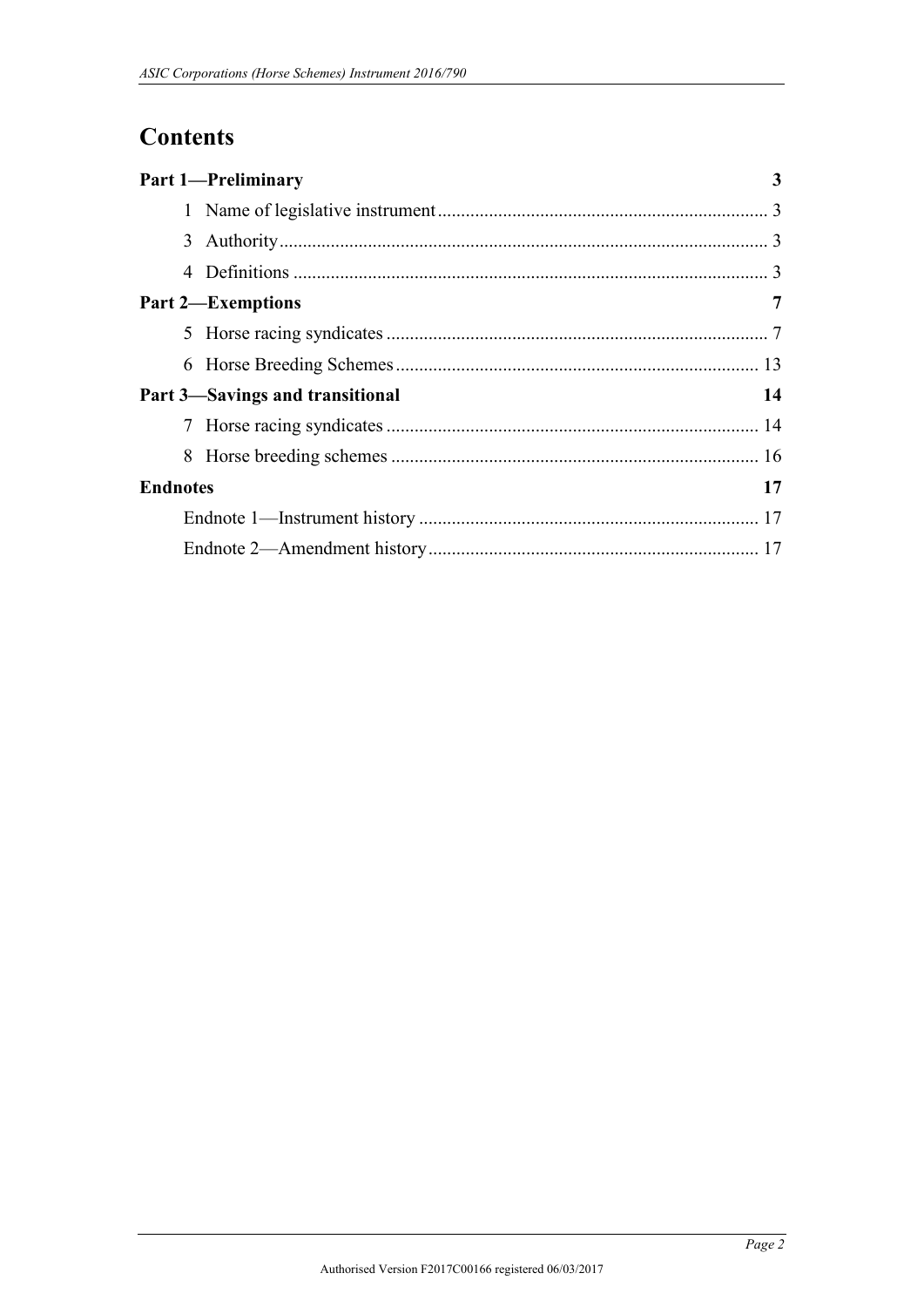# Contents

**Part 1—Preliminary** 3

1 Name of legislative instrument 3

3 Authority 3

4 Definitions 3

**Part 2—Exemptions** 7

5 Horse racing syndicates 7

6 Horse Breeding Schemes 13

**Part 3—Savings and transitional** 14

7 Horse racing syndicates 14

8 Horse breeding schemes 16

**Endnotes** 17

Endnote 1—Instrument history 17

Endnote 2—Amendment history 17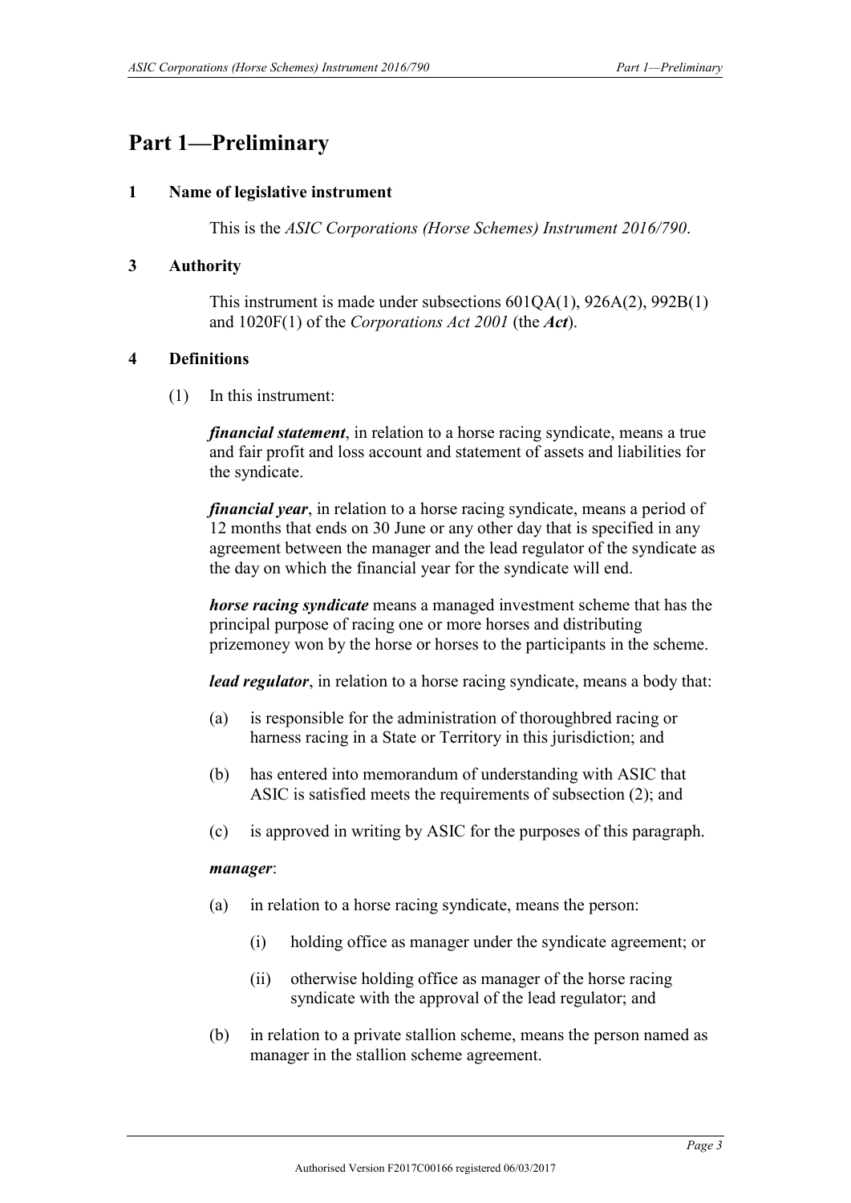# Part 1—Preliminary

## 1 Name of legislative instrument

This is the *ASIC Corporations (Horse Schemes) Instrument 2016/790*.

## 3 Authority

This instrument is made under subsections 601QA(1), 926A(2), 992B(1) and 1020F(1) of the *Corporations Act 2001* (the ***Act***).

## 4 Definitions

(1) In this instrument:

***financial statement***, in relation to a horse racing syndicate, means a true and fair profit and loss account and statement of assets and liabilities for the syndicate.

***financial year***, in relation to a horse racing syndicate, means a period of 12 months that ends on 30 June or any other day that is specified in any agreement between the manager and the lead regulator of the syndicate as the day on which the financial year for the syndicate will end.

***horse racing syndicate*** means a managed investment scheme that has the principal purpose of racing one or more horses and distributing prizemoney won by the horse or horses to the participants in the scheme.

***lead regulator***, in relation to a horse racing syndicate, means a body that:

(a) is responsible for the administration of thoroughbred racing or harness racing in a State or Territory in this jurisdiction; and

(b) has entered into memorandum of understanding with ASIC that ASIC is satisfied meets the requirements of subsection (2); and

(c) is approved in writing by ASIC for the purposes of this paragraph.

***manager***:

(a) in relation to a horse racing syndicate, means the person:

(i) holding office as manager under the syndicate agreement; or

(ii) otherwise holding office as manager of the horse racing syndicate with the approval of the lead regulator; and

(b) in relation to a private stallion scheme, means the person named as manager in the stallion scheme agreement.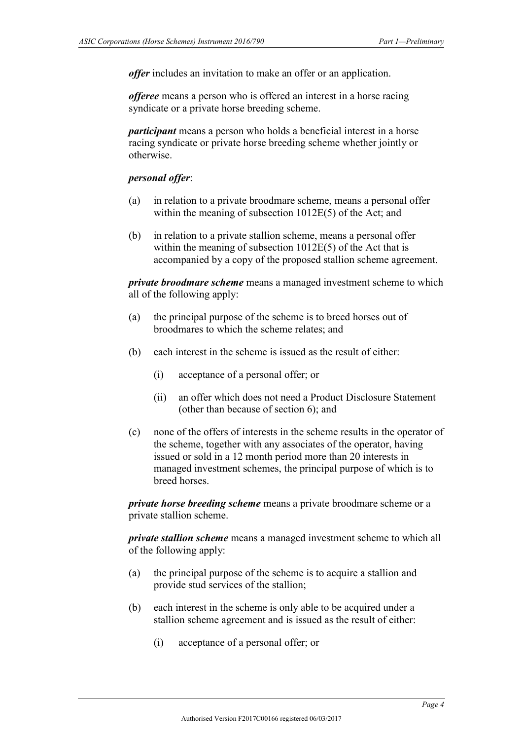***offer*** includes an invitation to make an offer or an application.

***offeree*** means a person who is offered an interest in a horse racing syndicate or a private horse breeding scheme.

***participant*** means a person who holds a beneficial interest in a horse racing syndicate or private horse breeding scheme whether jointly or otherwise.

***personal offer***:

(a) in relation to a private broodmare scheme, means a personal offer within the meaning of subsection 1012E(5) of the Act; and

(b) in relation to a private stallion scheme, means a personal offer within the meaning of subsection 1012E(5) of the Act that is accompanied by a copy of the proposed stallion scheme agreement.

***private broodmare scheme*** means a managed investment scheme to which all of the following apply:

(a) the principal purpose of the scheme is to breed horses out of broodmares to which the scheme relates; and

(b) each interest in the scheme is issued as the result of either:

  (i) acceptance of a personal offer; or

  (ii) an offer which does not need a Product Disclosure Statement (other than because of section 6); and

(c) none of the offers of interests in the scheme results in the operator of the scheme, together with any associates of the operator, having issued or sold in a 12 month period more than 20 interests in managed investment schemes, the principal purpose of which is to breed horses.

***private horse breeding scheme*** means a private broodmare scheme or a private stallion scheme.

***private stallion scheme*** means a managed investment scheme to which all of the following apply:

(a) the principal purpose of the scheme is to acquire a stallion and provide stud services of the stallion;

(b) each interest in the scheme is only able to be acquired under a stallion scheme agreement and is issued as the result of either:

  (i) acceptance of a personal offer; or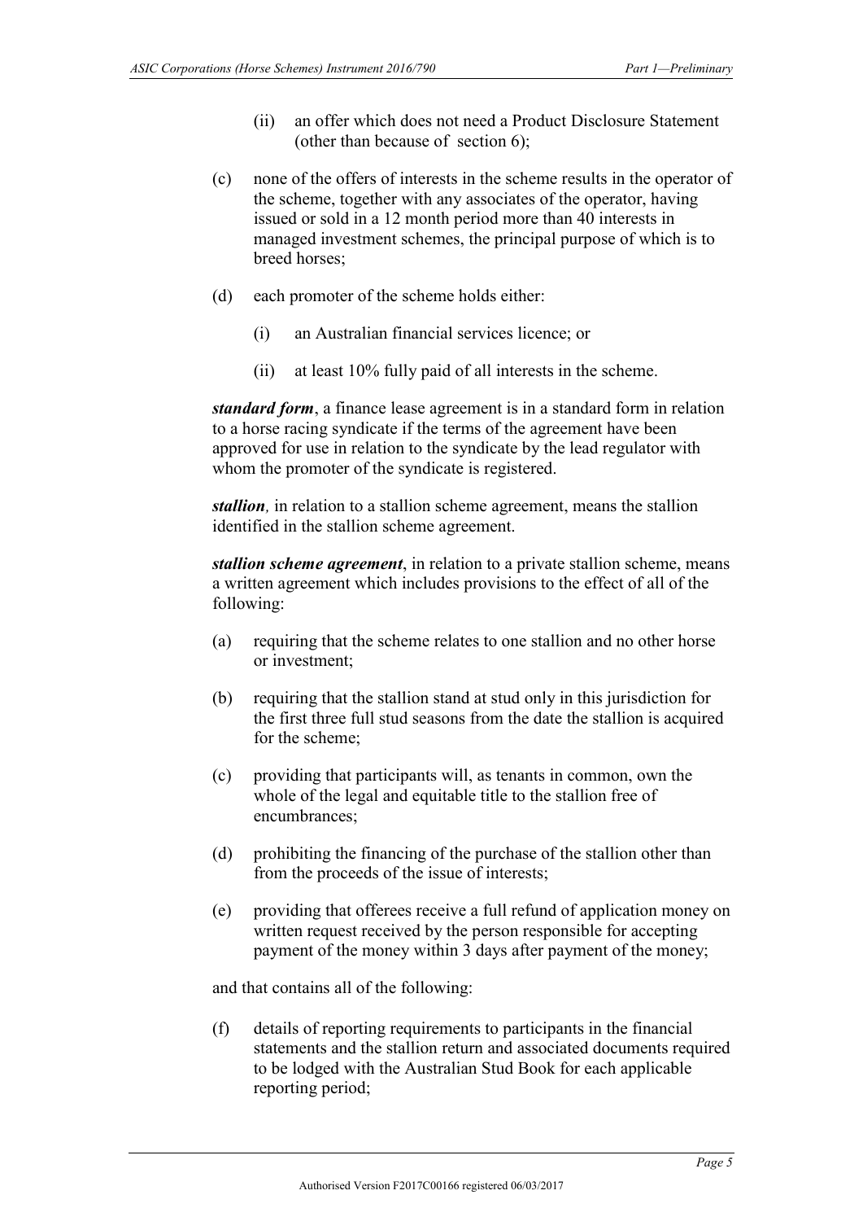(ii) an offer which does not need a Product Disclosure Statement (other than because of section 6);

(c) none of the offers of interests in the scheme results in the operator of the scheme, together with any associates of the operator, having issued or sold in a 12 month period more than 40 interests in managed investment schemes, the principal purpose of which is to breed horses;

(d) each promoter of the scheme holds either:

(i) an Australian financial services licence; or

(ii) at least 10% fully paid of all interests in the scheme.

***standard form***, a finance lease agreement is in a standard form in relation to a horse racing syndicate if the terms of the agreement have been approved for use in relation to the syndicate by the lead regulator with whom the promoter of the syndicate is registered.

***stallion****,* in relation to a stallion scheme agreement, means the stallion identified in the stallion scheme agreement.

***stallion scheme agreement***, in relation to a private stallion scheme, means a written agreement which includes provisions to the effect of all of the following:

(a) requiring that the scheme relates to one stallion and no other horse or investment;

(b) requiring that the stallion stand at stud only in this jurisdiction for the first three full stud seasons from the date the stallion is acquired for the scheme;

(c) providing that participants will, as tenants in common, own the whole of the legal and equitable title to the stallion free of encumbrances;

(d) prohibiting the financing of the purchase of the stallion other than from the proceeds of the issue of interests;

(e) providing that offerees receive a full refund of application money on written request received by the person responsible for accepting payment of the money within 3 days after payment of the money;

and that contains all of the following:

(f) details of reporting requirements to participants in the financial statements and the stallion return and associated documents required to be lodged with the Australian Stud Book for each applicable reporting period;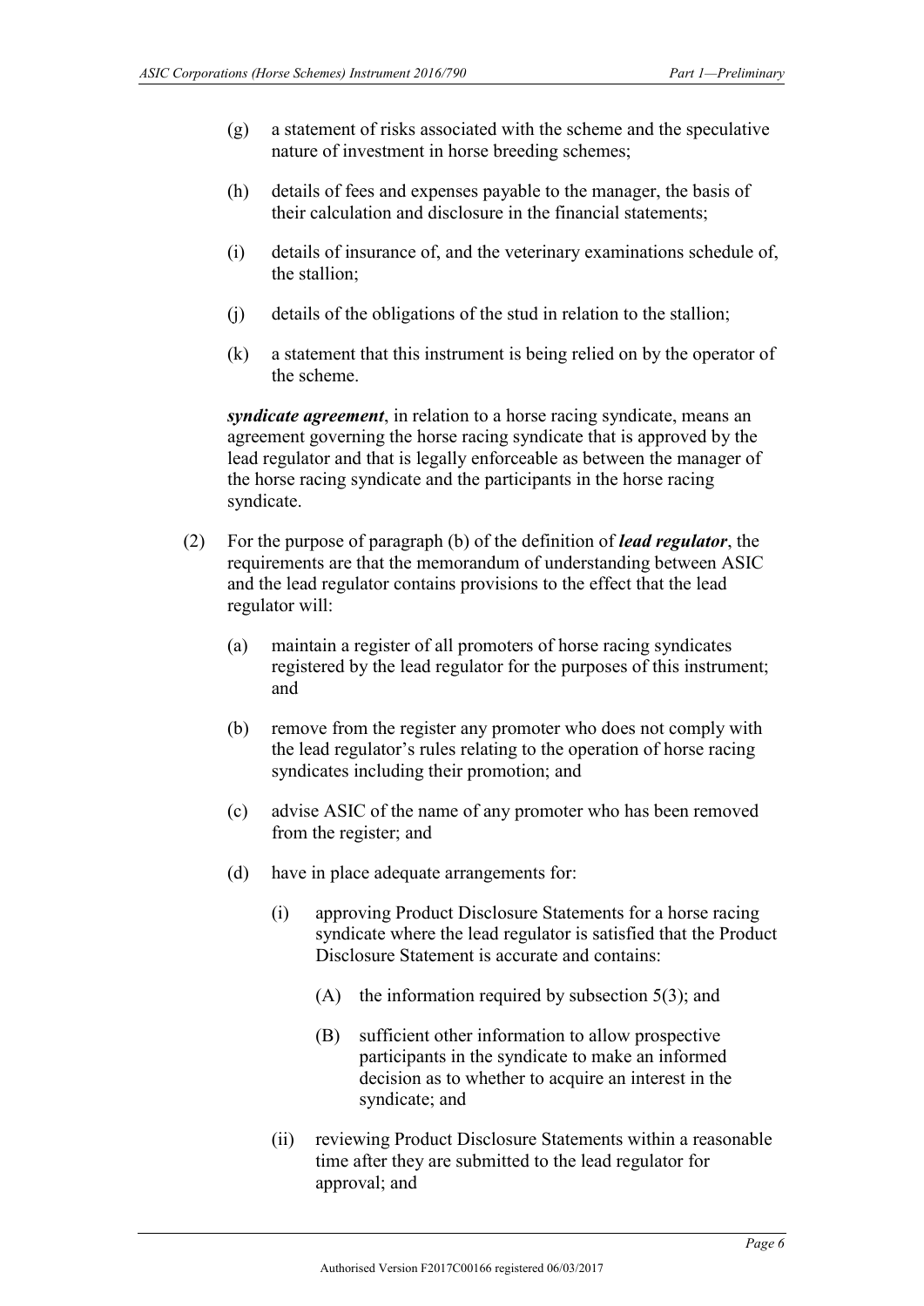(g) a statement of risks associated with the scheme and the speculative nature of investment in horse breeding schemes;

(h) details of fees and expenses payable to the manager, the basis of their calculation and disclosure in the financial statements;

(i) details of insurance of, and the veterinary examinations schedule of, the stallion;

(j) details of the obligations of the stud in relation to the stallion;

(k) a statement that this instrument is being relied on by the operator of the scheme.

***syndicate agreement***, in relation to a horse racing syndicate, means an agreement governing the horse racing syndicate that is approved by the lead regulator and that is legally enforceable as between the manager of the horse racing syndicate and the participants in the horse racing syndicate.

(2) For the purpose of paragraph (b) of the definition of ***lead regulator***, the requirements are that the memorandum of understanding between ASIC and the lead regulator contains provisions to the effect that the lead regulator will:

(a) maintain a register of all promoters of horse racing syndicates registered by the lead regulator for the purposes of this instrument; and

(b) remove from the register any promoter who does not comply with the lead regulator's rules relating to the operation of horse racing syndicates including their promotion; and

(c) advise ASIC of the name of any promoter who has been removed from the register; and

(d) have in place adequate arrangements for:

(i) approving Product Disclosure Statements for a horse racing syndicate where the lead regulator is satisfied that the Product Disclosure Statement is accurate and contains:

(A) the information required by subsection 5(3); and

(B) sufficient other information to allow prospective participants in the syndicate to make an informed decision as to whether to acquire an interest in the syndicate; and

(ii) reviewing Product Disclosure Statements within a reasonable time after they are submitted to the lead regulator for approval; and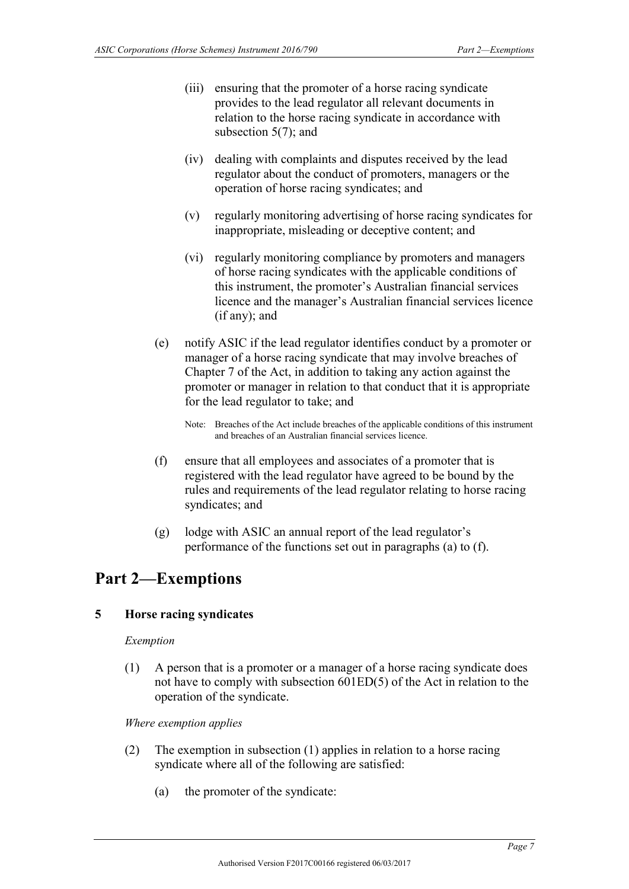(iii) ensuring that the promoter of a horse racing syndicate provides to the lead regulator all relevant documents in relation to the horse racing syndicate in accordance with subsection 5(7); and

(iv) dealing with complaints and disputes received by the lead regulator about the conduct of promoters, managers or the operation of horse racing syndicates; and

(v) regularly monitoring advertising of horse racing syndicates for inappropriate, misleading or deceptive content; and

(vi) regularly monitoring compliance by promoters and managers of horse racing syndicates with the applicable conditions of this instrument, the promoter's Australian financial services licence and the manager's Australian financial services licence (if any); and

(e) notify ASIC if the lead regulator identifies conduct by a promoter or manager of a horse racing syndicate that may involve breaches of Chapter 7 of the Act, in addition to taking any action against the promoter or manager in relation to that conduct that it is appropriate for the lead regulator to take; and

Note: Breaches of the Act include breaches of the applicable conditions of this instrument and breaches of an Australian financial services licence.

(f) ensure that all employees and associates of a promoter that is registered with the lead regulator have agreed to be bound by the rules and requirements of the lead regulator relating to horse racing syndicates; and

(g) lodge with ASIC an annual report of the lead regulator's performance of the functions set out in paragraphs (a) to (f).

# Part 2—Exemptions

## 5 Horse racing syndicates

*Exemption*

(1) A person that is a promoter or a manager of a horse racing syndicate does not have to comply with subsection 601ED(5) of the Act in relation to the operation of the syndicate.

*Where exemption applies*

(2) The exemption in subsection (1) applies in relation to a horse racing syndicate where all of the following are satisfied:

(a) the promoter of the syndicate: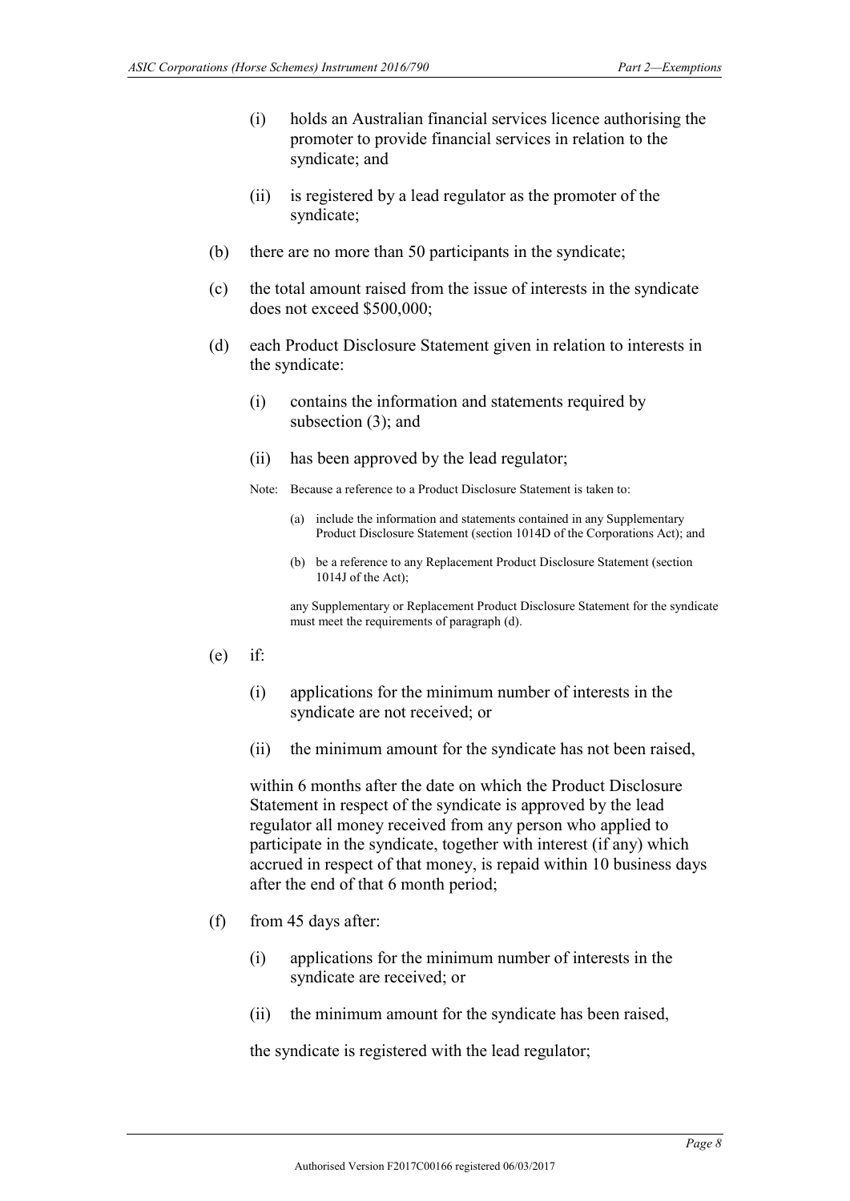(i) holds an Australian financial services licence authorising the promoter to provide financial services in relation to the syndicate; and

(ii) is registered by a lead regulator as the promoter of the syndicate;

(b) there are no more than 50 participants in the syndicate;

(c) the total amount raised from the issue of interests in the syndicate does not exceed $500,000;

(d) each Product Disclosure Statement given in relation to interests in the syndicate:

(i) contains the information and statements required by subsection (3); and

(ii) has been approved by the lead regulator;

Note: Because a reference to a Product Disclosure Statement is taken to:

(a) include the information and statements contained in any Supplementary Product Disclosure Statement (section 1014D of the Corporations Act); and

(b) be a reference to any Replacement Product Disclosure Statement (section 1014J of the Act);

any Supplementary or Replacement Product Disclosure Statement for the syndicate must meet the requirements of paragraph (d).

(e) if:

(i) applications for the minimum number of interests in the syndicate are not received; or

(ii) the minimum amount for the syndicate has not been raised,

within 6 months after the date on which the Product Disclosure Statement in respect of the syndicate is approved by the lead regulator all money received from any person who applied to participate in the syndicate, together with interest (if any) which accrued in respect of that money, is repaid within 10 business days after the end of that 6 month period;

(f) from 45 days after:

(i) applications for the minimum number of interests in the syndicate are received; or

(ii) the minimum amount for the syndicate has been raised,

the syndicate is registered with the lead regulator;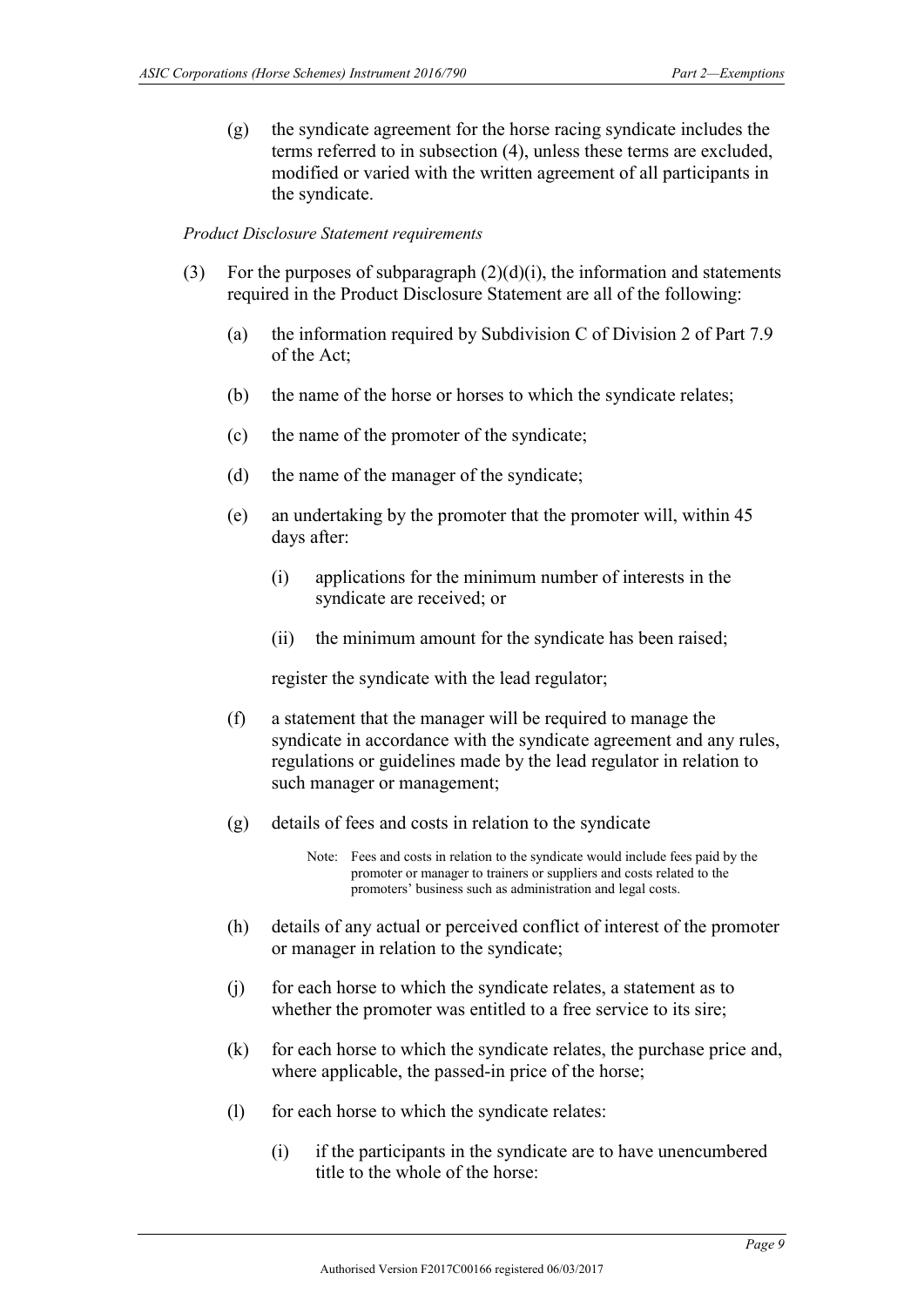(g) the syndicate agreement for the horse racing syndicate includes the terms referred to in subsection (4), unless these terms are excluded, modified or varied with the written agreement of all participants in the syndicate.

*Product Disclosure Statement requirements*

(3) For the purposes of subparagraph (2)(d)(i), the information and statements required in the Product Disclosure Statement are all of the following:

(a) the information required by Subdivision C of Division 2 of Part 7.9 of the Act;

(b) the name of the horse or horses to which the syndicate relates;

(c) the name of the promoter of the syndicate;

(d) the name of the manager of the syndicate;

(e) an undertaking by the promoter that the promoter will, within 45 days after:

(i) applications for the minimum number of interests in the syndicate are received; or

(ii) the minimum amount for the syndicate has been raised;

register the syndicate with the lead regulator;

(f) a statement that the manager will be required to manage the syndicate in accordance with the syndicate agreement and any rules, regulations or guidelines made by the lead regulator in relation to such manager or management;

(g) details of fees and costs in relation to the syndicate

Note: Fees and costs in relation to the syndicate would include fees paid by the promoter or manager to trainers or suppliers and costs related to the promoters' business such as administration and legal costs.

(h) details of any actual or perceived conflict of interest of the promoter or manager in relation to the syndicate;

(j) for each horse to which the syndicate relates, a statement as to whether the promoter was entitled to a free service to its sire;

(k) for each horse to which the syndicate relates, the purchase price and, where applicable, the passed-in price of the horse;

(l) for each horse to which the syndicate relates:

(i) if the participants in the syndicate are to have unencumbered title to the whole of the horse: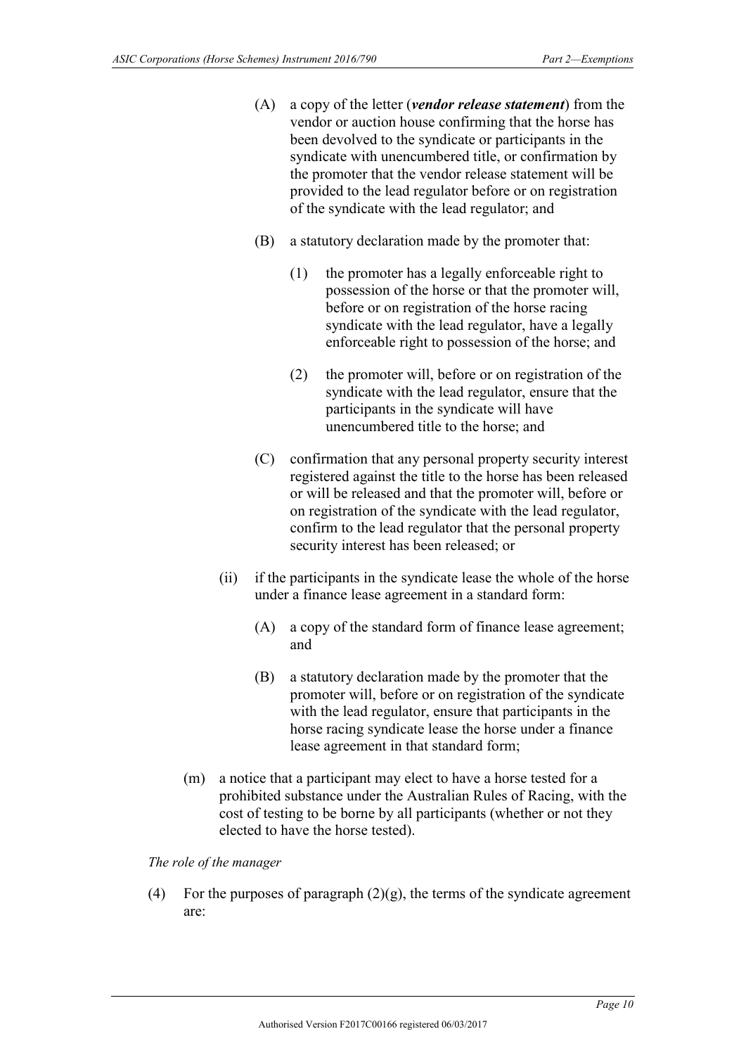(A) a copy of the letter (***vendor release statement***) from the vendor or auction house confirming that the horse has been devolved to the syndicate or participants in the syndicate with unencumbered title, or confirmation by the promoter that the vendor release statement will be provided to the lead regulator before or on registration of the syndicate with the lead regulator; and

(B) a statutory declaration made by the promoter that:

(1) the promoter has a legally enforceable right to possession of the horse or that the promoter will, before or on registration of the horse racing syndicate with the lead regulator, have a legally enforceable right to possession of the horse; and

(2) the promoter will, before or on registration of the syndicate with the lead regulator, ensure that the participants in the syndicate will have unencumbered title to the horse; and

(C) confirmation that any personal property security interest registered against the title to the horse has been released or will be released and that the promoter will, before or on registration of the syndicate with the lead regulator, confirm to the lead regulator that the personal property security interest has been released; or

(ii) if the participants in the syndicate lease the whole of the horse under a finance lease agreement in a standard form:

(A) a copy of the standard form of finance lease agreement; and

(B) a statutory declaration made by the promoter that the promoter will, before or on registration of the syndicate with the lead regulator, ensure that participants in the horse racing syndicate lease the horse under a finance lease agreement in that standard form;

(m) a notice that a participant may elect to have a horse tested for a prohibited substance under the Australian Rules of Racing, with the cost of testing to be borne by all participants (whether or not they elected to have the horse tested).

*The role of the manager*

(4) For the purposes of paragraph (2)(g), the terms of the syndicate agreement are: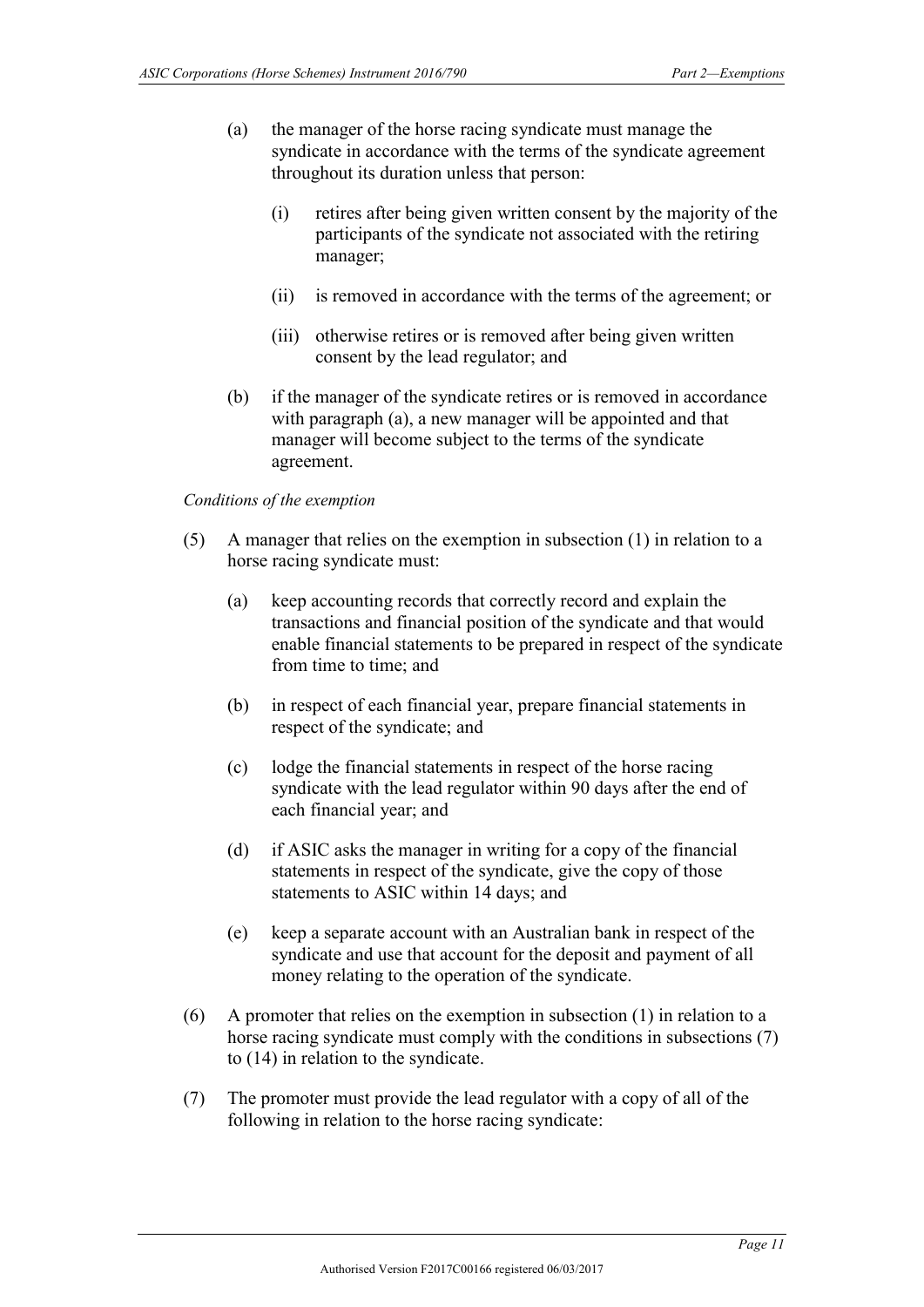(a) the manager of the horse racing syndicate must manage the syndicate in accordance with the terms of the syndicate agreement throughout its duration unless that person:

   (i) retires after being given written consent by the majority of the participants of the syndicate not associated with the retiring manager;

   (ii) is removed in accordance with the terms of the agreement; or

   (iii) otherwise retires or is removed after being given written consent by the lead regulator; and

(b) if the manager of the syndicate retires or is removed in accordance with paragraph (a), a new manager will be appointed and that manager will become subject to the terms of the syndicate agreement.

*Conditions of the exemption*

(5) A manager that relies on the exemption in subsection (1) in relation to a horse racing syndicate must:

   (a) keep accounting records that correctly record and explain the transactions and financial position of the syndicate and that would enable financial statements to be prepared in respect of the syndicate from time to time; and

   (b) in respect of each financial year, prepare financial statements in respect of the syndicate; and

   (c) lodge the financial statements in respect of the horse racing syndicate with the lead regulator within 90 days after the end of each financial year; and

   (d) if ASIC asks the manager in writing for a copy of the financial statements in respect of the syndicate, give the copy of those statements to ASIC within 14 days; and

   (e) keep a separate account with an Australian bank in respect of the syndicate and use that account for the deposit and payment of all money relating to the operation of the syndicate.

(6) A promoter that relies on the exemption in subsection (1) in relation to a horse racing syndicate must comply with the conditions in subsections (7) to (14) in relation to the syndicate.

(7) The promoter must provide the lead regulator with a copy of all of the following in relation to the horse racing syndicate: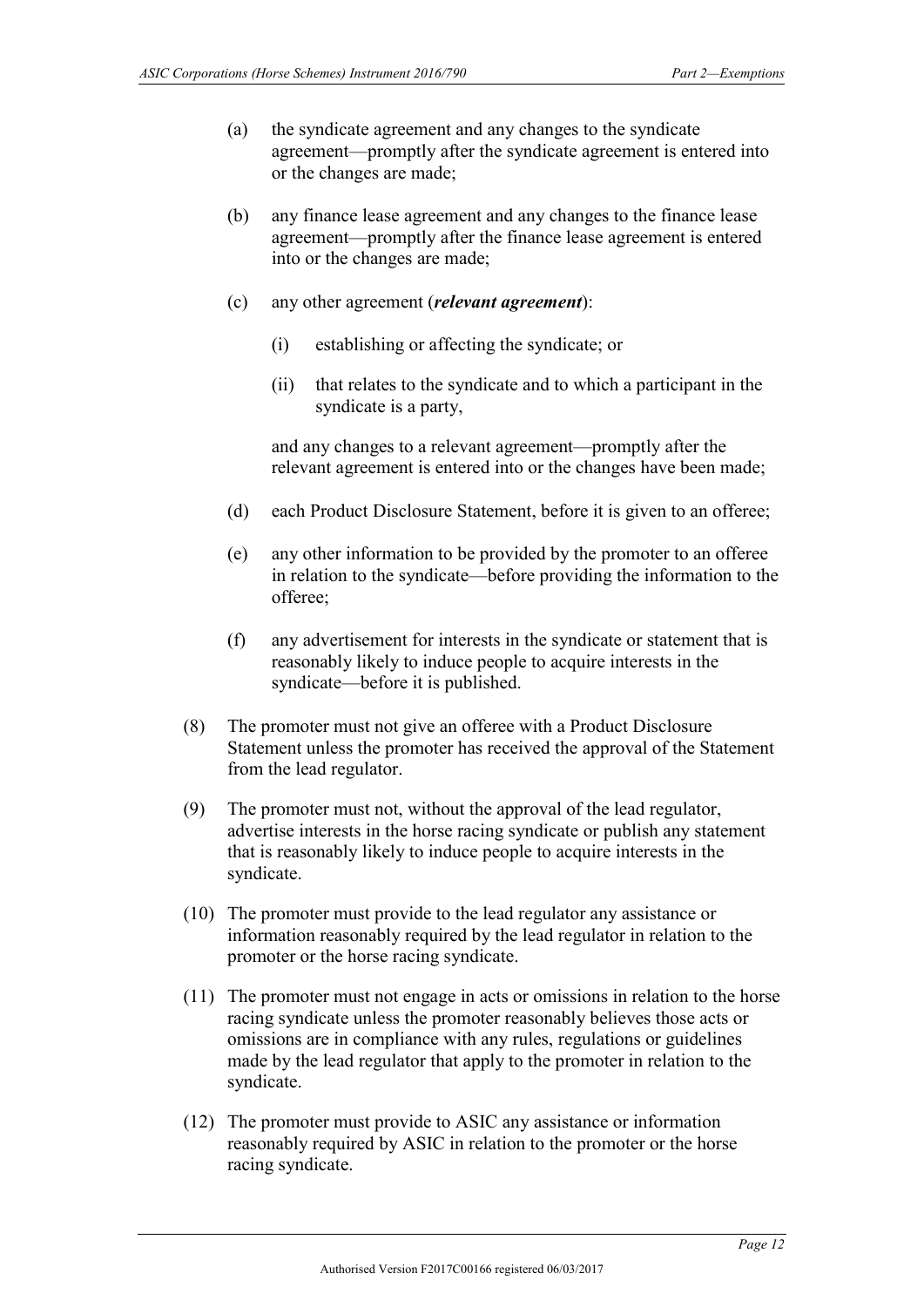(a) the syndicate agreement and any changes to the syndicate agreement—promptly after the syndicate agreement is entered into or the changes are made;

(b) any finance lease agreement and any changes to the finance lease agreement—promptly after the finance lease agreement is entered into or the changes are made;

(c) any other agreement (***relevant agreement***):

   (i) establishing or affecting the syndicate; or

   (ii) that relates to the syndicate and to which a participant in the syndicate is a party,

   and any changes to a relevant agreement—promptly after the relevant agreement is entered into or the changes have been made;

(d) each Product Disclosure Statement, before it is given to an offeree;

(e) any other information to be provided by the promoter to an offeree in relation to the syndicate—before providing the information to the offeree;

(f) any advertisement for interests in the syndicate or statement that is reasonably likely to induce people to acquire interests in the syndicate—before it is published.

(8) The promoter must not give an offeree with a Product Disclosure Statement unless the promoter has received the approval of the Statement from the lead regulator.

(9) The promoter must not, without the approval of the lead regulator, advertise interests in the horse racing syndicate or publish any statement that is reasonably likely to induce people to acquire interests in the syndicate.

(10) The promoter must provide to the lead regulator any assistance or information reasonably required by the lead regulator in relation to the promoter or the horse racing syndicate.

(11) The promoter must not engage in acts or omissions in relation to the horse racing syndicate unless the promoter reasonably believes those acts or omissions are in compliance with any rules, regulations or guidelines made by the lead regulator that apply to the promoter in relation to the syndicate.

(12) The promoter must provide to ASIC any assistance or information reasonably required by ASIC in relation to the promoter or the horse racing syndicate.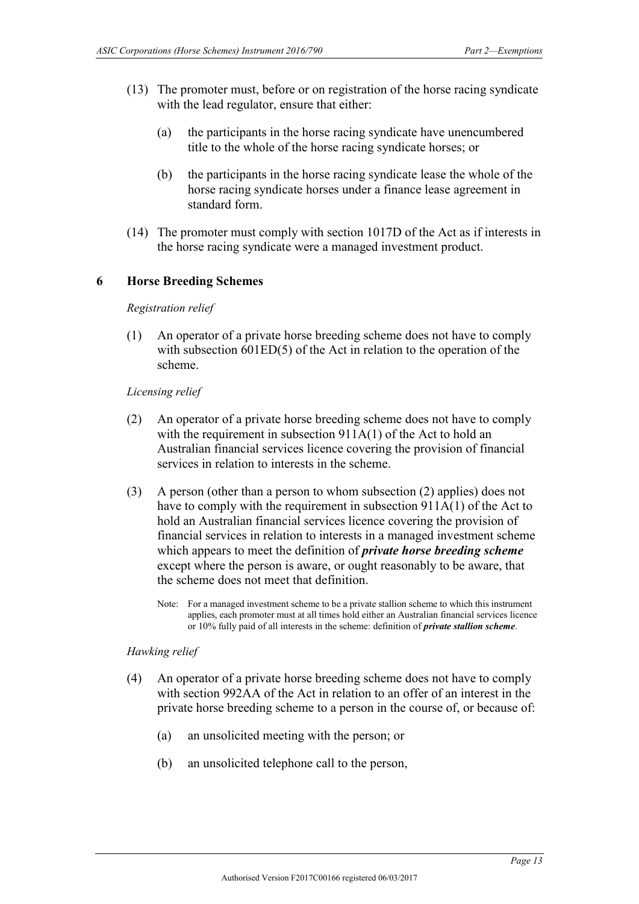(13) The promoter must, before or on registration of the horse racing syndicate with the lead regulator, ensure that either:

(a) the participants in the horse racing syndicate have unencumbered title to the whole of the horse racing syndicate horses; or

(b) the participants in the horse racing syndicate lease the whole of the horse racing syndicate horses under a finance lease agreement in standard form.

(14) The promoter must comply with section 1017D of the Act as if interests in the horse racing syndicate were a managed investment product.

## 6 Horse Breeding Schemes

*Registration relief*

(1) An operator of a private horse breeding scheme does not have to comply with subsection 601ED(5) of the Act in relation to the operation of the scheme.

*Licensing relief*

(2) An operator of a private horse breeding scheme does not have to comply with the requirement in subsection 911A(1) of the Act to hold an Australian financial services licence covering the provision of financial services in relation to interests in the scheme.

(3) A person (other than a person to whom subsection (2) applies) does not have to comply with the requirement in subsection 911A(1) of the Act to hold an Australian financial services licence covering the provision of financial services in relation to interests in a managed investment scheme which appears to meet the definition of ***private horse breeding scheme*** except where the person is aware, or ought reasonably to be aware, that the scheme does not meet that definition.

Note: For a managed investment scheme to be a private stallion scheme to which this instrument applies, each promoter must at all times hold either an Australian financial services licence or 10% fully paid of all interests in the scheme: definition of ***private stallion scheme***.

*Hawking relief*

(4) An operator of a private horse breeding scheme does not have to comply with section 992AA of the Act in relation to an offer of an interest in the private horse breeding scheme to a person in the course of, or because of:

(a) an unsolicited meeting with the person; or

(b) an unsolicited telephone call to the person,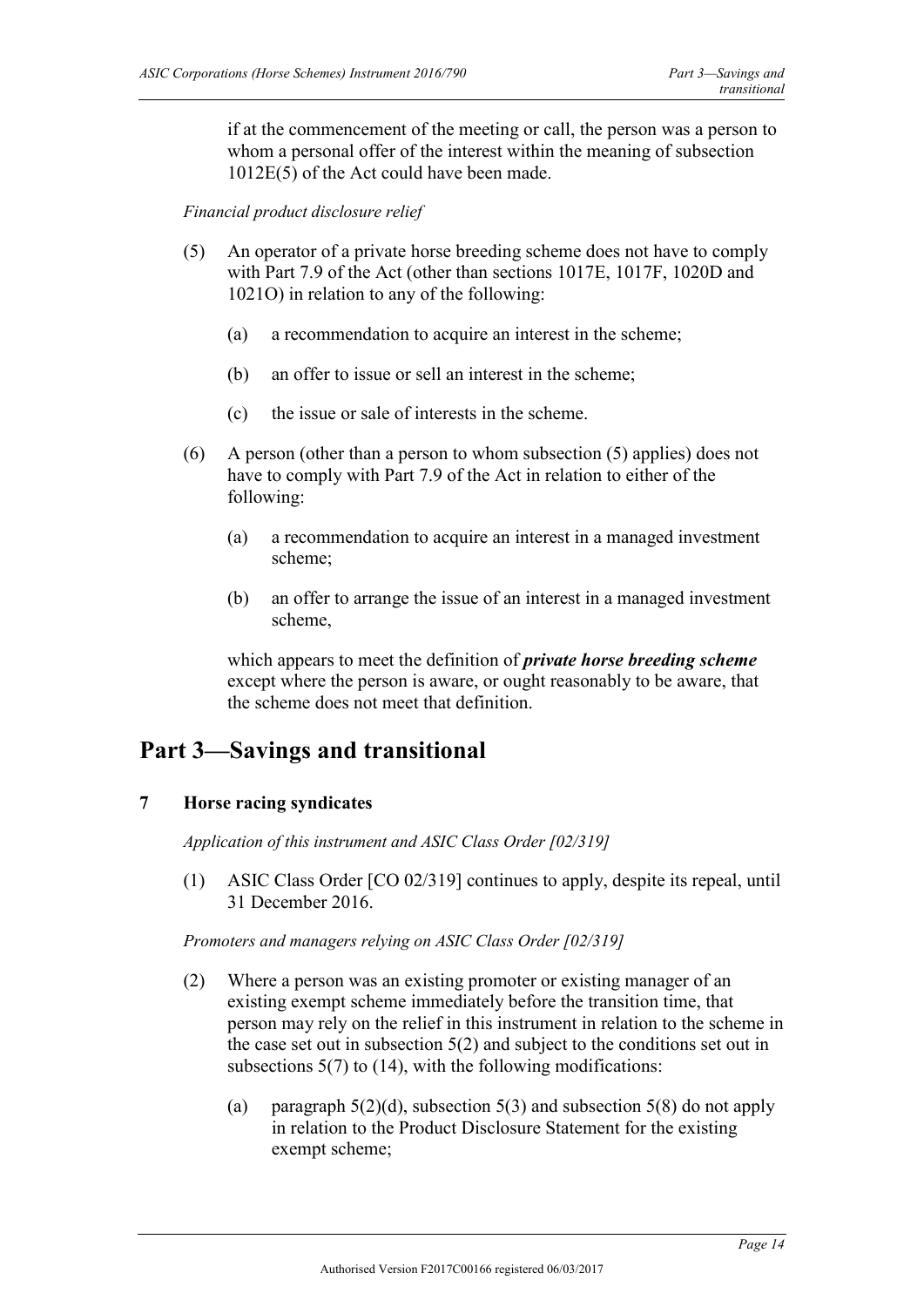if at the commencement of the meeting or call, the person was a person to whom a personal offer of the interest within the meaning of subsection 1012E(5) of the Act could have been made.

*Financial product disclosure relief*

(5) An operator of a private horse breeding scheme does not have to comply with Part 7.9 of the Act (other than sections 1017E, 1017F, 1020D and 1021O) in relation to any of the following:

(a) a recommendation to acquire an interest in the scheme;

(b) an offer to issue or sell an interest in the scheme;

(c) the issue or sale of interests in the scheme.

(6) A person (other than a person to whom subsection (5) applies) does not have to comply with Part 7.9 of the Act in relation to either of the following:

(a) a recommendation to acquire an interest in a managed investment scheme;

(b) an offer to arrange the issue of an interest in a managed investment scheme,

which appears to meet the definition of ***private horse breeding scheme*** except where the person is aware, or ought reasonably to be aware, that the scheme does not meet that definition.

# Part 3—Savings and transitional

## 7 Horse racing syndicates

*Application of this instrument and ASIC Class Order [02/319]*

(1) ASIC Class Order [CO 02/319] continues to apply, despite its repeal, until 31 December 2016.

*Promoters and managers relying on ASIC Class Order [02/319]*

(2) Where a person was an existing promoter or existing manager of an existing exempt scheme immediately before the transition time, that person may rely on the relief in this instrument in relation to the scheme in the case set out in subsection 5(2) and subject to the conditions set out in subsections 5(7) to (14), with the following modifications:

(a) paragraph 5(2)(d), subsection 5(3) and subsection 5(8) do not apply in relation to the Product Disclosure Statement for the existing exempt scheme;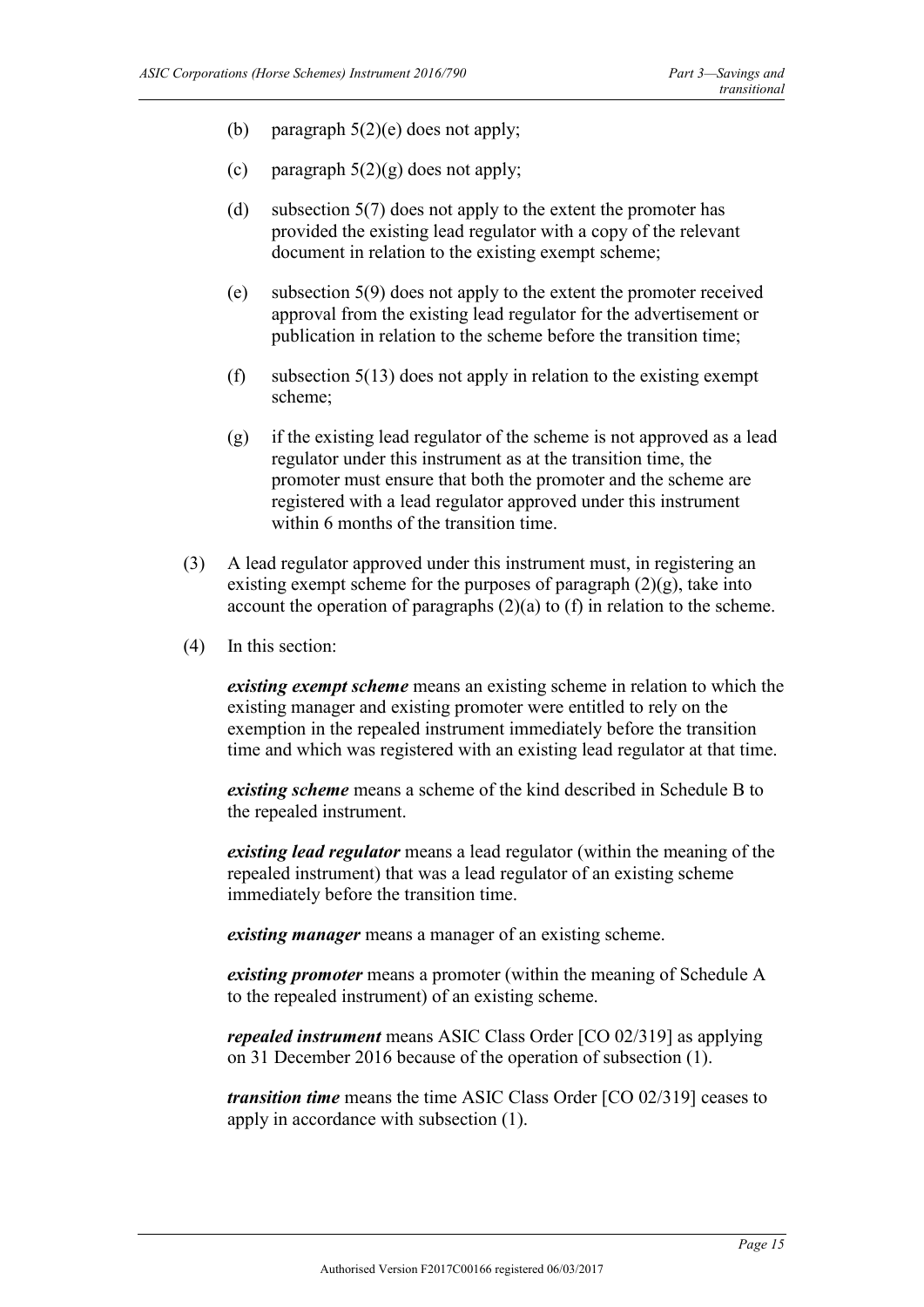(b) paragraph 5(2)(e) does not apply;

(c) paragraph 5(2)(g) does not apply;

(d) subsection 5(7) does not apply to the extent the promoter has provided the existing lead regulator with a copy of the relevant document in relation to the existing exempt scheme;

(e) subsection 5(9) does not apply to the extent the promoter received approval from the existing lead regulator for the advertisement or publication in relation to the scheme before the transition time;

(f) subsection 5(13) does not apply in relation to the existing exempt scheme;

(g) if the existing lead regulator of the scheme is not approved as a lead regulator under this instrument as at the transition time, the promoter must ensure that both the promoter and the scheme are registered with a lead regulator approved under this instrument within 6 months of the transition time.

(3) A lead regulator approved under this instrument must, in registering an existing exempt scheme for the purposes of paragraph (2)(g), take into account the operation of paragraphs (2)(a) to (f) in relation to the scheme.

(4) In this section:

***existing exempt scheme*** means an existing scheme in relation to which the existing manager and existing promoter were entitled to rely on the exemption in the repealed instrument immediately before the transition time and which was registered with an existing lead regulator at that time.

***existing scheme*** means a scheme of the kind described in Schedule B to the repealed instrument.

***existing lead regulator*** means a lead regulator (within the meaning of the repealed instrument) that was a lead regulator of an existing scheme immediately before the transition time.

***existing manager*** means a manager of an existing scheme.

***existing promoter*** means a promoter (within the meaning of Schedule A to the repealed instrument) of an existing scheme.

***repealed instrument*** means ASIC Class Order [CO 02/319] as applying on 31 December 2016 because of the operation of subsection (1).

***transition time*** means the time ASIC Class Order [CO 02/319] ceases to apply in accordance with subsection (1).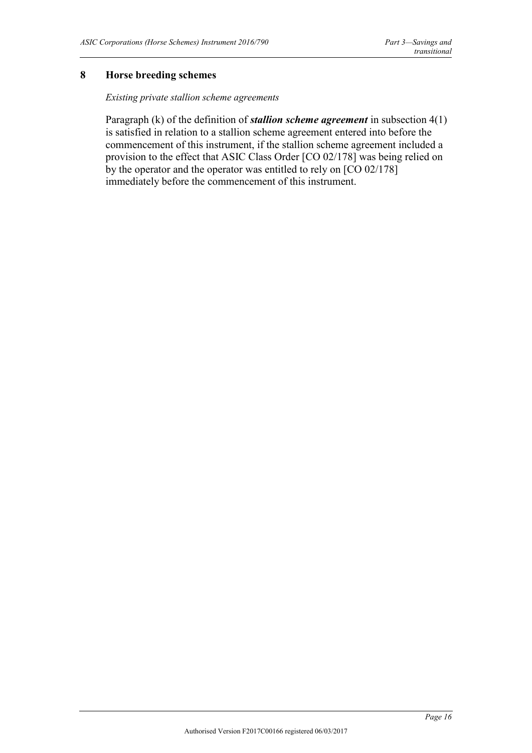## 8 Horse breeding schemes

*Existing private stallion scheme agreements*

Paragraph (k) of the definition of ***stallion scheme agreement*** in subsection 4(1) is satisfied in relation to a stallion scheme agreement entered into before the commencement of this instrument, if the stallion scheme agreement included a provision to the effect that ASIC Class Order [CO 02/178] was being relied on by the operator and the operator was entitled to rely on [CO 02/178] immediately before the commencement of this instrument.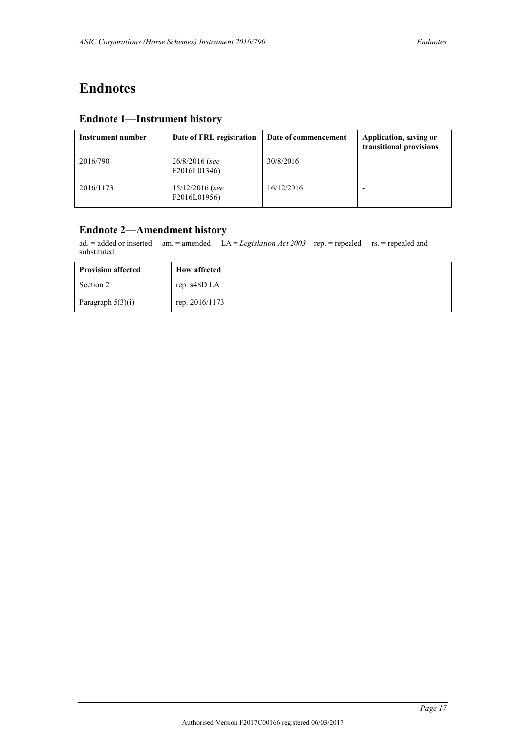# Endnotes

## Endnote 1—Instrument history

| Instrument number | Date of FRL registration | Date of commencement | Application, saving or transitional provisions |
|---|---|---|---|
| 2016/790 | 26/8/2016 (*see* F2016L01346) | 30/8/2016 | |
| 2016/1173 | 15/12/2016 (*see* F2016L01956) | 16/12/2016 | - |

## Endnote 2—Amendment history

ad. = added or inserted am. = amended LA = *Legislation Act 2003* rep. = repealed rs. = repealed and substituted

| Provision affected | How affected |
|---|---|
| Section 2 | rep. s48D LA |
| Paragraph 5(3)(i) | rep. 2016/1173 |

Authorised Version F2017C00166 registered 06/03/2017